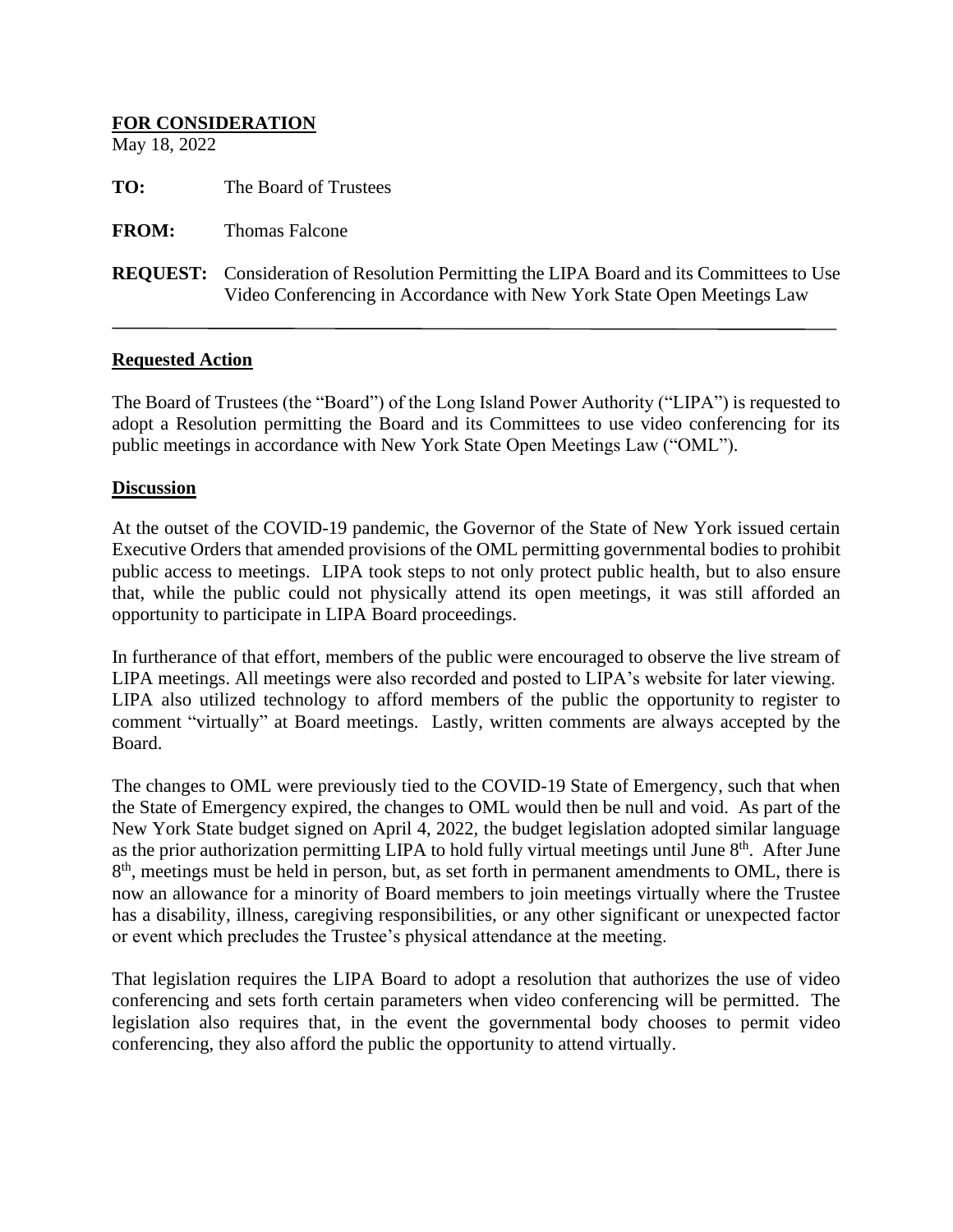**FOR CONSIDERATION**

May 18, 2022

**TO:** The Board of Trustees

**FROM:** Thomas Falcone

**REQUEST:** Consideration of Resolution Permitting the LIPA Board and its Committees to Use Video Conferencing in Accordance with New York State Open Meetings Law

---

**Requested Action**

The Board of Trustees (the "Board") of the Long Island Power Authority ("LIPA") is requested to adopt a Resolution permitting the Board and its Committees to use video conferencing for its public meetings in accordance with New York State Open Meetings Law ("OML").

**Discussion**

At the outset of the COVID-19 pandemic, the Governor of the State of New York issued certain Executive Orders that amended provisions of the OML permitting governmental bodies to prohibit public access to meetings. LIPA took steps to not only protect public health, but to also ensure that, while the public could not physically attend its open meetings, it was still afforded an opportunity to participate in LIPA Board proceedings.

In furtherance of that effort, members of the public were encouraged to observe the live stream of LIPA meetings. All meetings were also recorded and posted to LIPA's website for later viewing. LIPA also utilized technology to afford members of the public the opportunity to register to comment "virtually" at Board meetings. Lastly, written comments are always accepted by the Board.

The changes to OML were previously tied to the COVID-19 State of Emergency, such that when the State of Emergency expired, the changes to OML would then be null and void. As part of the New York State budget signed on April 4, 2022, the budget legislation adopted similar language as the prior authorization permitting LIPA to hold fully virtual meetings until June 8th. After June 8th, meetings must be held in person, but, as set forth in permanent amendments to OML, there is now an allowance for a minority of Board members to join meetings virtually where the Trustee has a disability, illness, caregiving responsibilities, or any other significant or unexpected factor or event which precludes the Trustee's physical attendance at the meeting.

That legislation requires the LIPA Board to adopt a resolution that authorizes the use of video conferencing and sets forth certain parameters when video conferencing will be permitted. The legislation also requires that, in the event the governmental body chooses to permit video conferencing, they also afford the public the opportunity to attend virtually.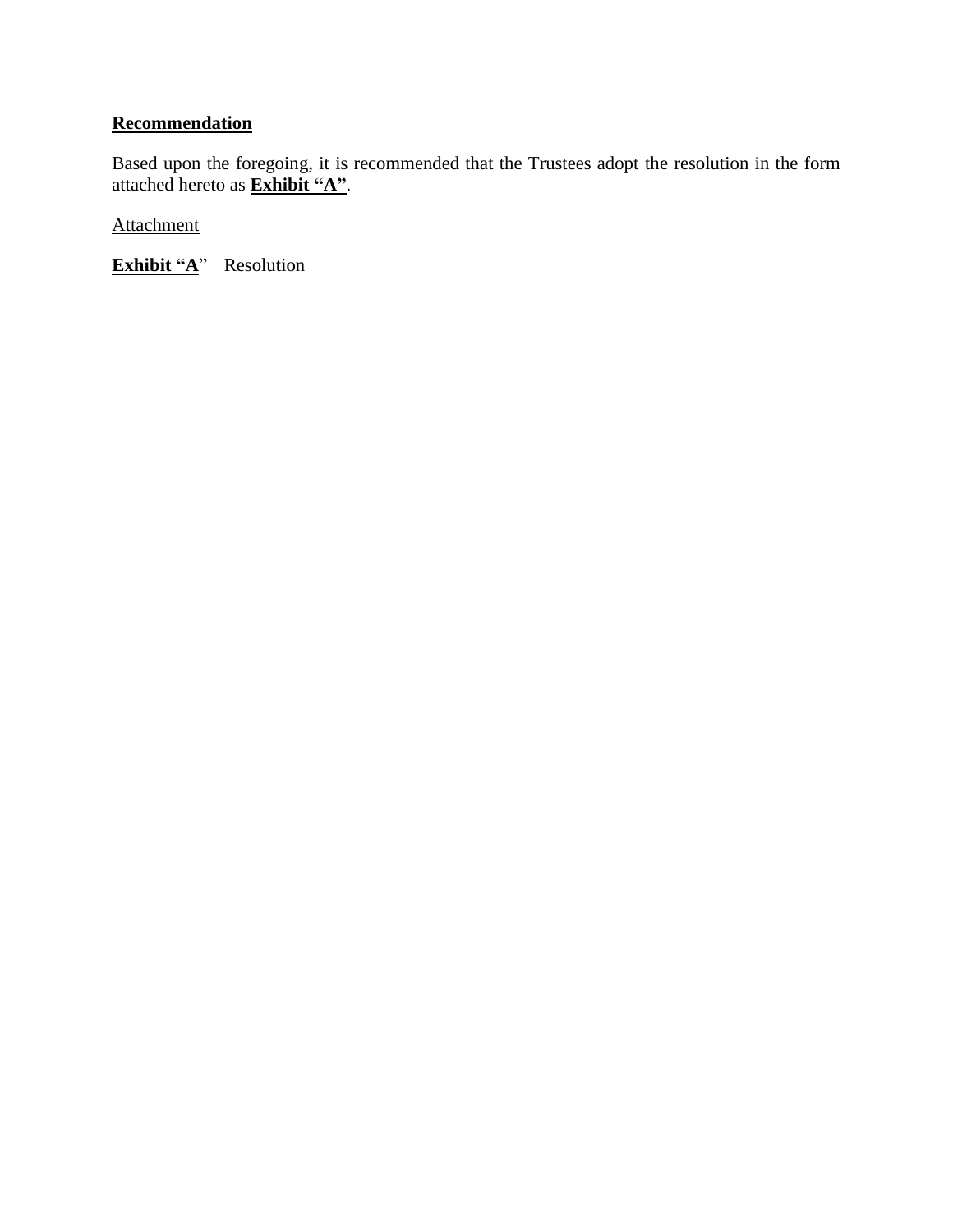**Recommendation**

Based upon the foregoing, it is recommended that the Trustees adopt the resolution in the form attached hereto as **Exhibit "A"**.

Attachment

**Exhibit "A**"    Resolution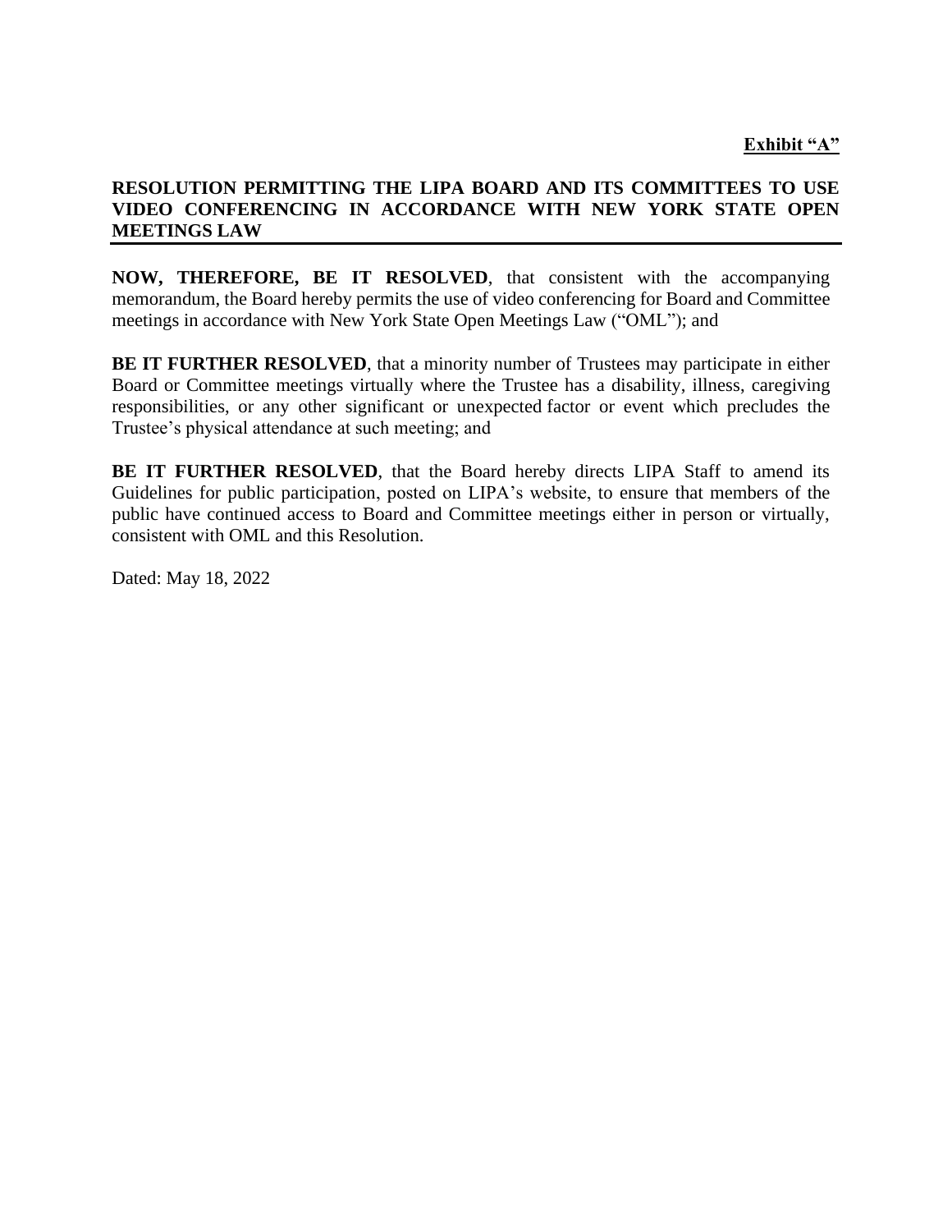**<u>Exhibit "A"</u>**

## RESOLUTION PERMITTING THE LIPA BOARD AND ITS COMMITTEES TO USE VIDEO CONFERENCING IN ACCORDANCE WITH NEW YORK STATE OPEN MEETINGS LAW

**NOW, THEREFORE, BE IT RESOLVED**, that consistent with the accompanying memorandum, the Board hereby permits the use of video conferencing for Board and Committee meetings in accordance with New York State Open Meetings Law ("OML"); and

**BE IT FURTHER RESOLVED**, that a minority number of Trustees may participate in either Board or Committee meetings virtually where the Trustee has a disability, illness, caregiving responsibilities, or any other significant or unexpected factor or event which precludes the Trustee's physical attendance at such meeting; and

**BE IT FURTHER RESOLVED**, that the Board hereby directs LIPA Staff to amend its Guidelines for public participation, posted on LIPA's website, to ensure that members of the public have continued access to Board and Committee meetings either in person or virtually, consistent with OML and this Resolution.

Dated: May 18, 2022